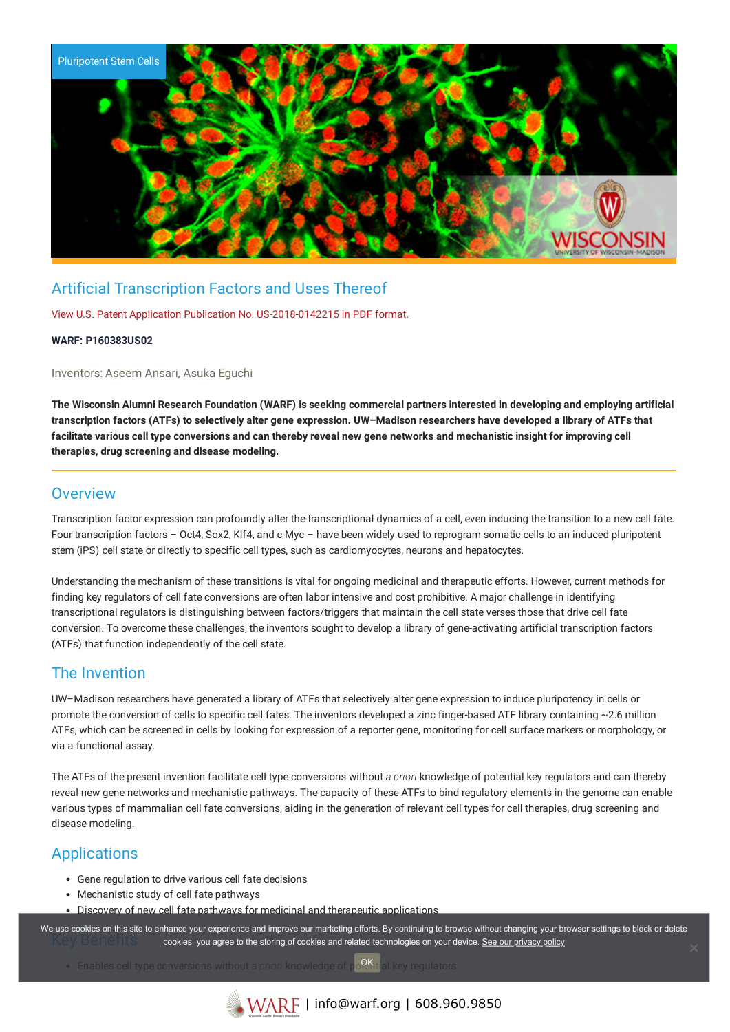Pluripotent Stem Cells

# Artificial Transcription Factors and Uses Thereof

View U.S. Patent Application Publication No. US-2018-0142215 in PDF format.

**WARF: P160383US02**

Inventors: Aseem Ansari, Asuka Eguchi

**The Wisconsin Alumni Research Foundation (WARF) is seeking commercial partners interested in developing and employing artificial transcription factors (ATFs) to selectively alter gene expression. UW–Madison researchers have developed a library of ATFs that facilitate various cell type conversions and can thereby reveal new gene networks and mechanistic insight for improving cell therapies, drug screening and disease modeling.**

## Overview

Transcription factor expression can profoundly alter the transcriptional dynamics of a cell, even inducing the transition to a new cell fate. Four transcription factors – Oct4, Sox2, Klf4, and c-Myc – have been widely used to reprogram somatic cells to an induced pluripotent stem (iPS) cell state or directly to specific cell types, such as cardiomyocytes, neurons and hepatocytes.

Understanding the mechanism of these transitions is vital for ongoing medicinal and therapeutic efforts. However, current methods for finding key regulators of cell fate conversions are often labor intensive and cost prohibitive. A major challenge in identifying transcriptional regulators is distinguishing between factors/triggers that maintain the cell state verses those that drive cell fate conversion. To overcome these challenges, the inventors sought to develop a library of gene-activating artificial transcription factors (ATFs) that function independently of the cell state.

## The Invention

UW–Madison researchers have generated a library of ATFs that selectively alter gene expression to induce pluripotency in cells or promote the conversion of cells to specific cell fates. The inventors developed a zinc finger-based ATF library containing ~2.6 million ATFs, which can be screened in cells by looking for expression of a reporter gene, monitoring for cell surface markers or morphology, or via a functional assay.

The ATFs of the present invention facilitate cell type conversions without *a priori* knowledge of potential key regulators and can thereby reveal new gene networks and mechanistic pathways. The capacity of these ATFs to bind regulatory elements in the genome can enable various types of mammalian cell fate conversions, aiding in the generation of relevant cell types for cell therapies, drug screening and disease modeling.

## Applications

- Gene regulation to drive various cell fate decisions
- Mechanistic study of cell fate pathways
- Discovery of new cell fate pathways for medicinal and therapeutic applications

## Key Benefits

- Enables cell type conversions without *a priori* knowledge of potential key regulators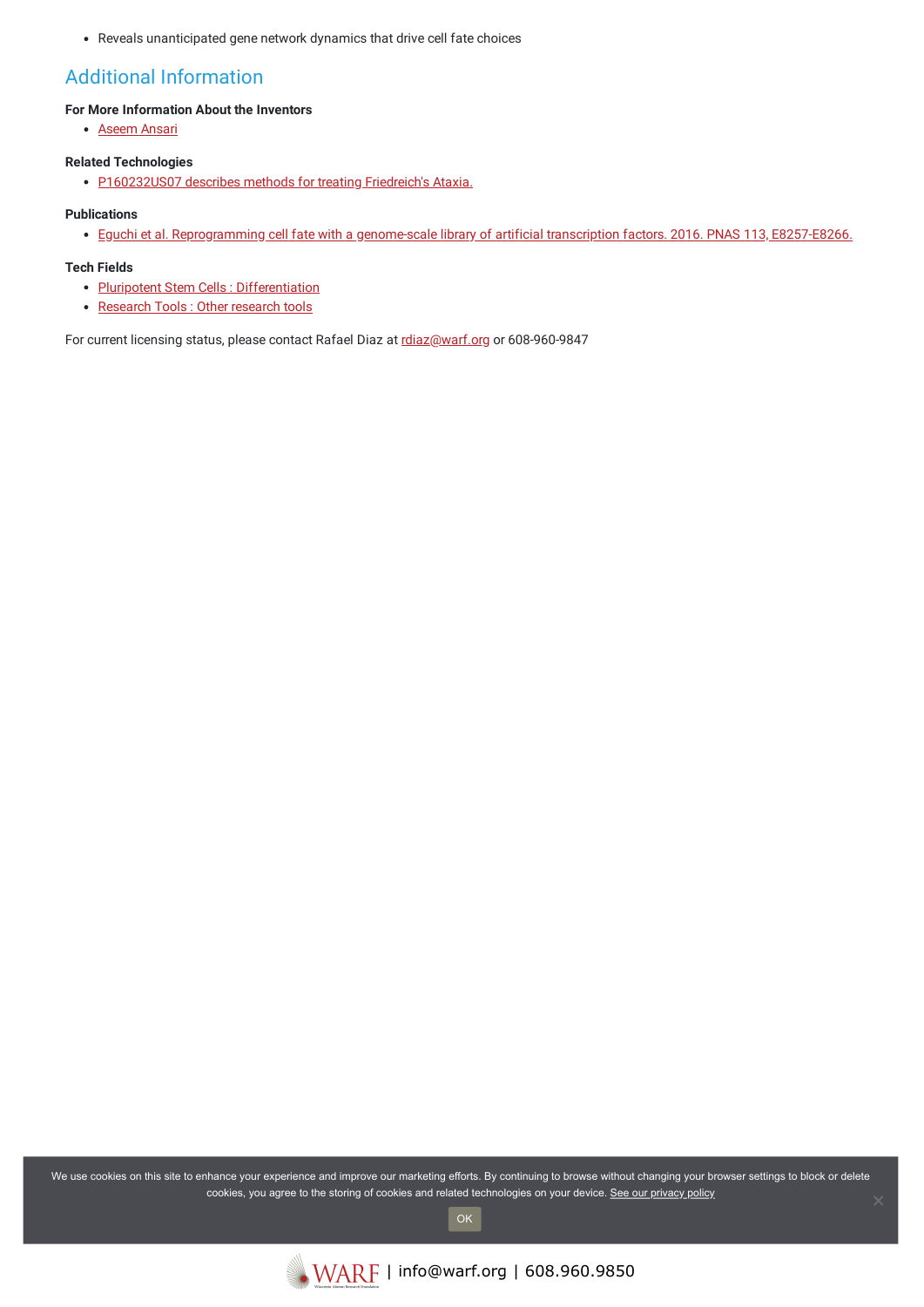- Reveals unanticipated gene network dynamics that drive cell fate choices

## Additional Information

**For More Information About the Inventors**

- Aseem Ansari

**Related Technologies**

- P160232US07 describes methods for treating Friedreich's Ataxia.

**Publications**

- Eguchi et al. Reprogramming cell fate with a genome-scale library of artificial transcription factors. 2016. PNAS 113, E8257-E8266.

**Tech Fields**

- Pluripotent Stem Cells : Differentiation
- Research Tools : Other research tools

For current licensing status, please contact Rafael Diaz at rdiaz@warf.org or 608-960-9847